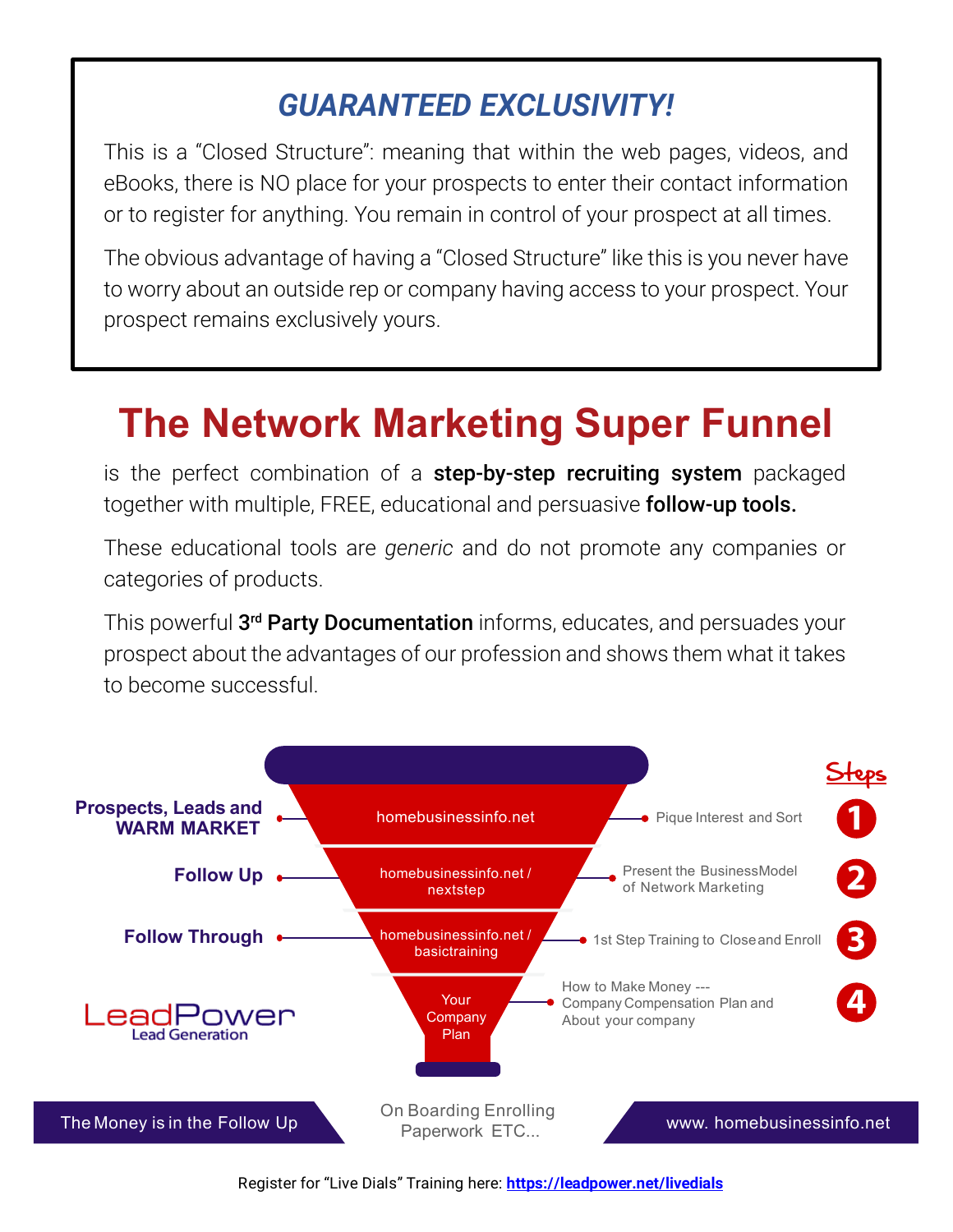## *GUARANTEED EXCLUSIVITY!*

This is a "Closed Structure": meaning that within the web pages, videos, and eBooks, there is NO place for your prospects to enter their contact information or to register for anything. You remain in control of your prospect at all times.

The obvious advantage of having a "Closed Structure" like this is you never have to worry about an outside rep or company having access to your prospect. Your prospect remains exclusively yours.

# The Network Marketing Super Funnel

is the perfect combination of a **step-by-step recruiting system** packaged together with multiple, FREE, educational and persuasive **follow-up tools.**

These educational tools are *generic* and do not promote any companies or categories of products.

This powerful **3rd Party Documentation** informs, educates, and persuades your prospect about the advantages of our profession and shows them what it takes to become successful.

**Steps**

| Stage | Funnel | Description | Step |
|---|---|---|---|
| **Prospects, Leads and WARM MARKET** | homebusinessinfo.net | Pique Interest and Sort | 1 |
| **Follow Up** | homebusinessinfo.net / nextstep | Present the BusinessModel of Network Marketing | 2 |
| **Follow Through** | homebusinessinfo.net / basictraining | 1st Step Training to Close and Enroll | 3 |
| | Your Company Plan | How to Make Money --- Company Compensation Plan and About your company | 4 |

LeadPower Lead Generation

The Money is in the Follow Up

On Boarding Enrolling Paperwork ETC...

www. homebusinessinfo.net

Register for "Live Dials" Training here: https://leadpower.net/livedials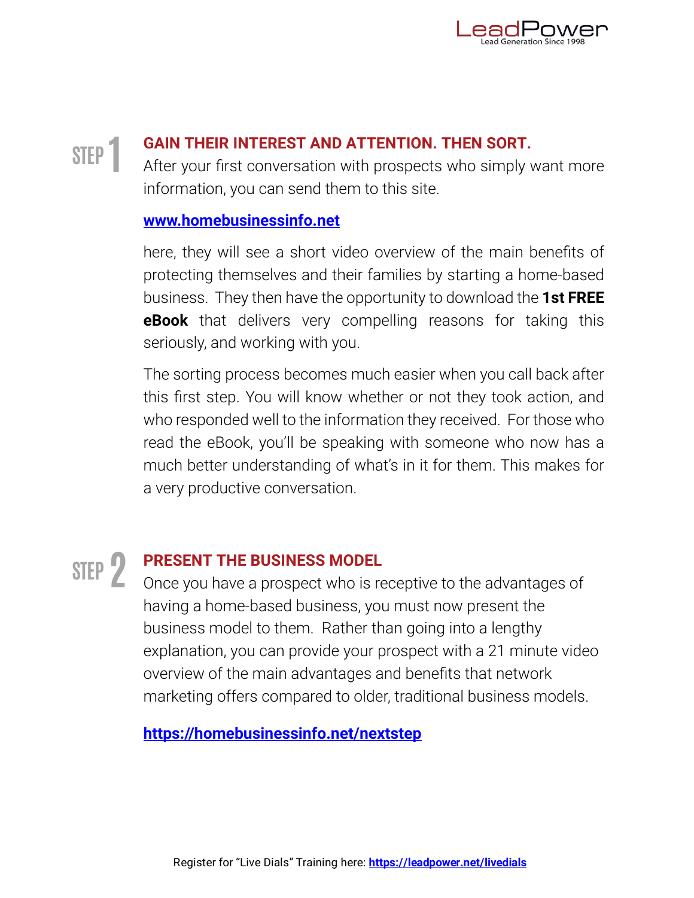## STEP 1 GAIN THEIR INTEREST AND ATTENTION. THEN SORT.

After your first conversation with prospects who simply want more information, you can send them to this site.

**www.homebusinessinfo.net**

here, they will see a short video overview of the main benefits of protecting themselves and their families by starting a home-based business. They then have the opportunity to download the **1st FREE eBook** that delivers very compelling reasons for taking this seriously, and working with you.

The sorting process becomes much easier when you call back after this first step. You will know whether or not they took action, and who responded well to the information they received. For those who read the eBook, you'll be speaking with someone who now has a much better understanding of what's in it for them. This makes for a very productive conversation.

## STEP 2 PRESENT THE BUSINESS MODEL

Once you have a prospect who is receptive to the advantages of having a home-based business, you must now present the business model to them. Rather than going into a lengthy explanation, you can provide your prospect with a 21 minute video overview of the main advantages and benefits that network marketing offers compared to older, traditional business models.

**https://homebusinessinfo.net/nextstep**

Register for "Live Dials" Training here: **https://leadpower.net/livedials**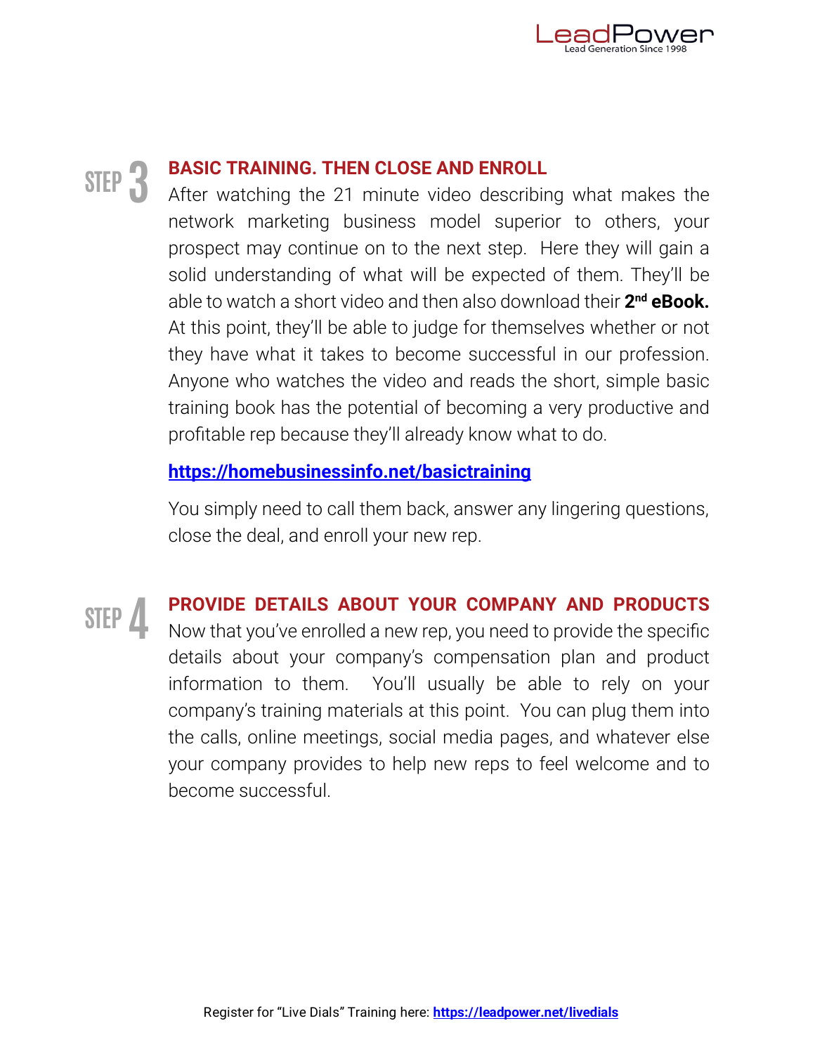## STEP 3 BASIC TRAINING. THEN CLOSE AND ENROLL

After watching the 21 minute video describing what makes the network marketing business model superior to others, your prospect may continue on to the next step. Here they will gain a solid understanding of what will be expected of them. They'll be able to watch a short video and then also download their **2nd eBook.** At this point, they'll be able to judge for themselves whether or not they have what it takes to become successful in our profession. Anyone who watches the video and reads the short, simple basic training book has the potential of becoming a very productive and profitable rep because they'll already know what to do.

**https://homebusinessinfo.net/basictraining**

You simply need to call them back, answer any lingering questions, close the deal, and enroll your new rep.

## STEP 4 PROVIDE DETAILS ABOUT YOUR COMPANY AND PRODUCTS

Now that you've enrolled a new rep, you need to provide the specific details about your company's compensation plan and product information to them. You'll usually be able to rely on your company's training materials at this point. You can plug them into the calls, online meetings, social media pages, and whatever else your company provides to help new reps to feel welcome and to become successful.

Register for "Live Dials" Training here: **https://leadpower.net/livedials**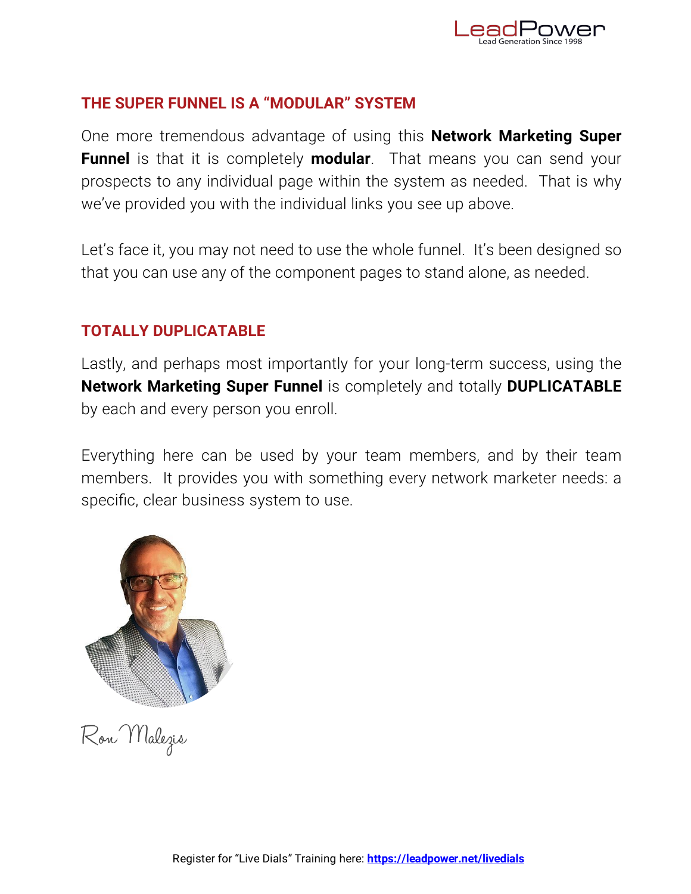## THE SUPER FUNNEL IS A "MODULAR" SYSTEM

One more tremendous advantage of using this **Network Marketing Super Funnel** is that it is completely **modular**. That means you can send your prospects to any individual page within the system as needed. That is why we've provided you with the individual links you see up above.

Let's face it, you may not need to use the whole funnel. It's been designed so that you can use any of the component pages to stand alone, as needed.

## TOTALLY DUPLICATABLE

Lastly, and perhaps most importantly for your long-term success, using the **Network Marketing Super Funnel** is completely and totally **DUPLICATABLE** by each and every person you enroll.

Everything here can be used by your team members, and by their team members. It provides you with something every network marketer needs: a specific, clear business system to use.

Ron Malezis

Register for "Live Dials" Training here: **https://leadpower.net/livedials**